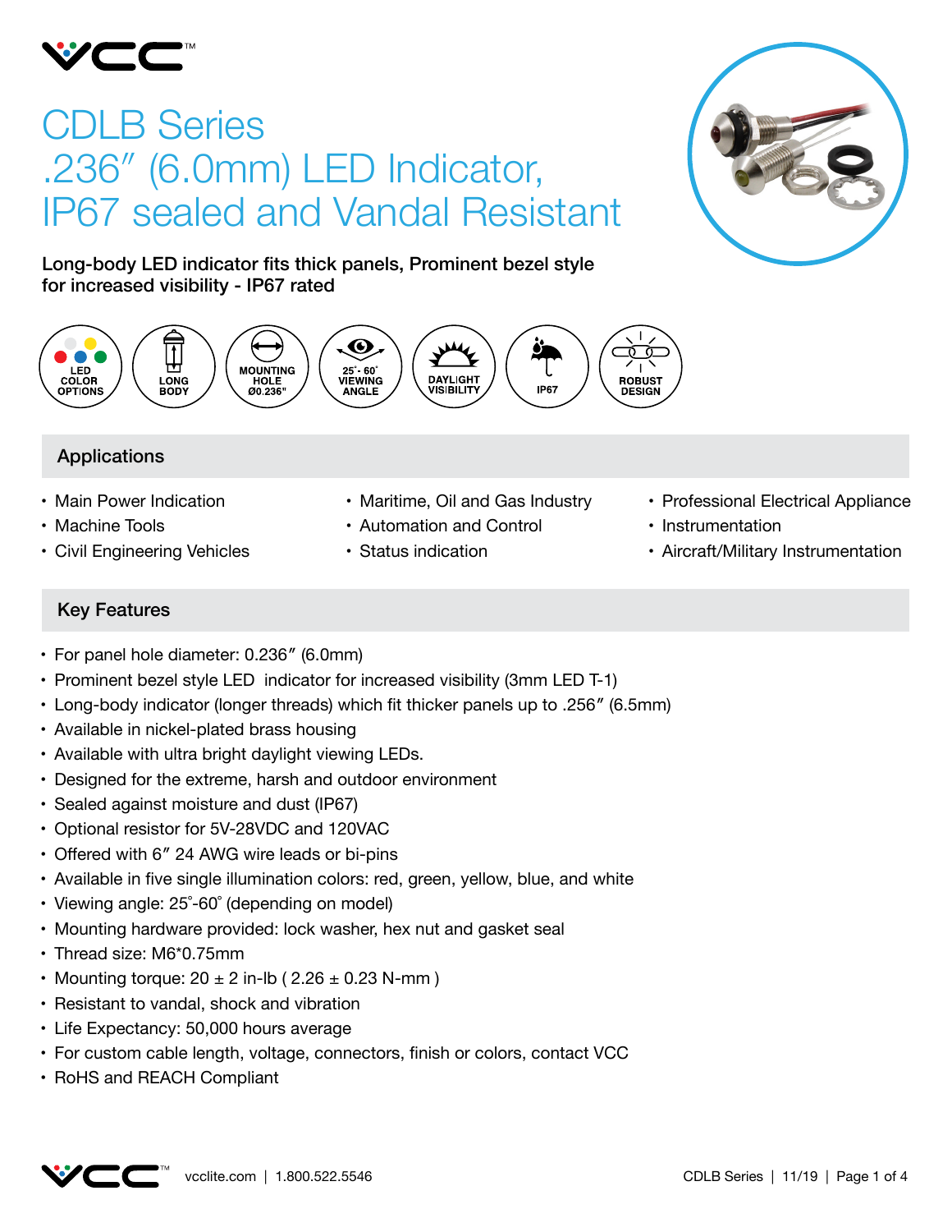# CDLB Series .236″ (6.0mm) LED Indicator, IP67 sealed and Vandal Resistant

**Long-body LED indicator fits thick panels, Prominent bezel style for increased visibility - IP67 rated**

LED COLOR OPTIONS | LONG BODY | MOUNTING HOLE Ø0.236" | 25°- 60° VIEWING ANGLE | DAYLIGHT VISIBILITY | IP67 | ROBUST DESIGN

## Applications

- Main Power Indication
- Machine Tools
- Civil Engineering Vehicles
- Maritime, Oil and Gas Industry
- Automation and Control
- Status indication
- Professional Electrical Appliance
- Instrumentation
- Aircraft/Military Instrumentation

## Key Features

- For panel hole diameter: 0.236″ (6.0mm)
- Prominent bezel style LED indicator for increased visibility (3mm LED T-1)
- Long-body indicator (longer threads) which fit thicker panels up to .256″ (6.5mm)
- Available in nickel-plated brass housing
- Available with ultra bright daylight viewing LEDs.
- Designed for the extreme, harsh and outdoor environment
- Sealed against moisture and dust (IP67)
- Optional resistor for 5V-28VDC and 120VAC
- Offered with 6″ 24 AWG wire leads or bi-pins
- Available in five single illumination colors: red, green, yellow, blue, and white
- Viewing angle: 25°-60° (depending on model)
- Mounting hardware provided: lock washer, hex nut and gasket seal
- Thread size: M6*0.75mm
- Mounting torque: 20 ± 2 in-lb ( 2.26 ± 0.23 N-mm )
- Resistant to vandal, shock and vibration
- Life Expectancy: 50,000 hours average
- For custom cable length, voltage, connectors, finish or colors, contact VCC
- RoHS and REACH Compliant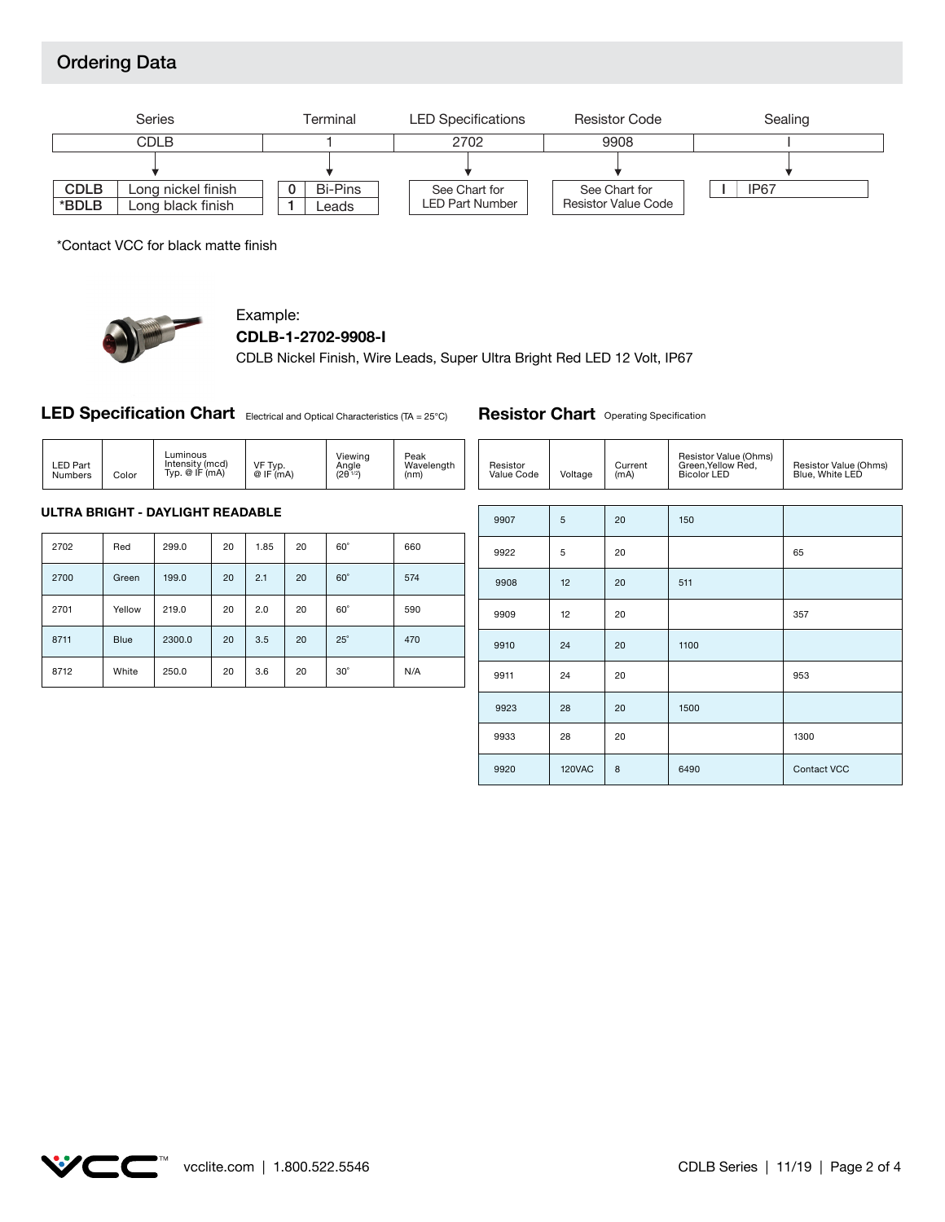## Ordering Data

| Series | Terminal | LED Specifications | Resistor Code | Sealing |
|---|---|---|---|---|
| CDLB | 1 | 2702 | 9908 | I |

**Series**

| Code | Description |
|---|---|
| CDLB | Long nickel finish |
| *BDLB | Long black finish |

**Terminal**

| Code | Description |
|---|---|
| 0 | Bi-Pins |
| 1 | Leads |

**LED Specifications:** See Chart for LED Part Number

**Resistor Code:** See Chart for Resistor Value Code

**Sealing**

| Code | Description |
|---|---|
| I | IP67 |

*Contact VCC for black matte finish

Example:
**CDLB-1-2702-9908-I**
CDLB Nickel Finish, Wire Leads, Super Ultra Bright Red LED 12 Volt, IP67

### LED Specification Chart
Electrical and Optical Characteristics (TA = 25°C)

**ULTRA BRIGHT - DAYLIGHT READABLE**

| LED Part Numbers | Color | Luminous Intensity (mcd) Typ. @ IF (mA) | | VF Typ. @ IF (mA) | | Viewing Angle ($2\theta^{1/2}$) | Peak Wavelength (nm) |
|---|---|---|---|---|---|---|---|
| 2702 | Red | 299.0 | 20 | 1.85 | 20 | 60˚ | 660 |
| 2700 | Green | 199.0 | 20 | 2.1 | 20 | 60˚ | 574 |
| 2701 | Yellow | 219.0 | 20 | 2.0 | 20 | 60˚ | 590 |
| 8711 | Blue | 2300.0 | 20 | 3.5 | 20 | 25˚ | 470 |
| 8712 | White | 250.0 | 20 | 3.6 | 20 | 30˚ | N/A |

### Resistor Chart
Operating Specification

| Resistor Value Code | Voltage | Current (mA) | Resistor Value (Ohms) Green,Yellow Red, Bicolor LED | Resistor Value (Ohms) Blue, White LED |
|---|---|---|---|---|
| 9907 | 5 | 20 | 150 | |
| 9922 | 5 | 20 | | 65 |
| 9908 | 12 | 20 | 511 | |
| 9909 | 12 | 20 | | 357 |
| 9910 | 24 | 20 | 1100 | |
| 9911 | 24 | 20 | | 953 |
| 9923 | 28 | 20 | 1500 | |
| 9933 | 28 | 20 | | 1300 |
| 9920 | 120VAC | 8 | 6490 | Contact VCC |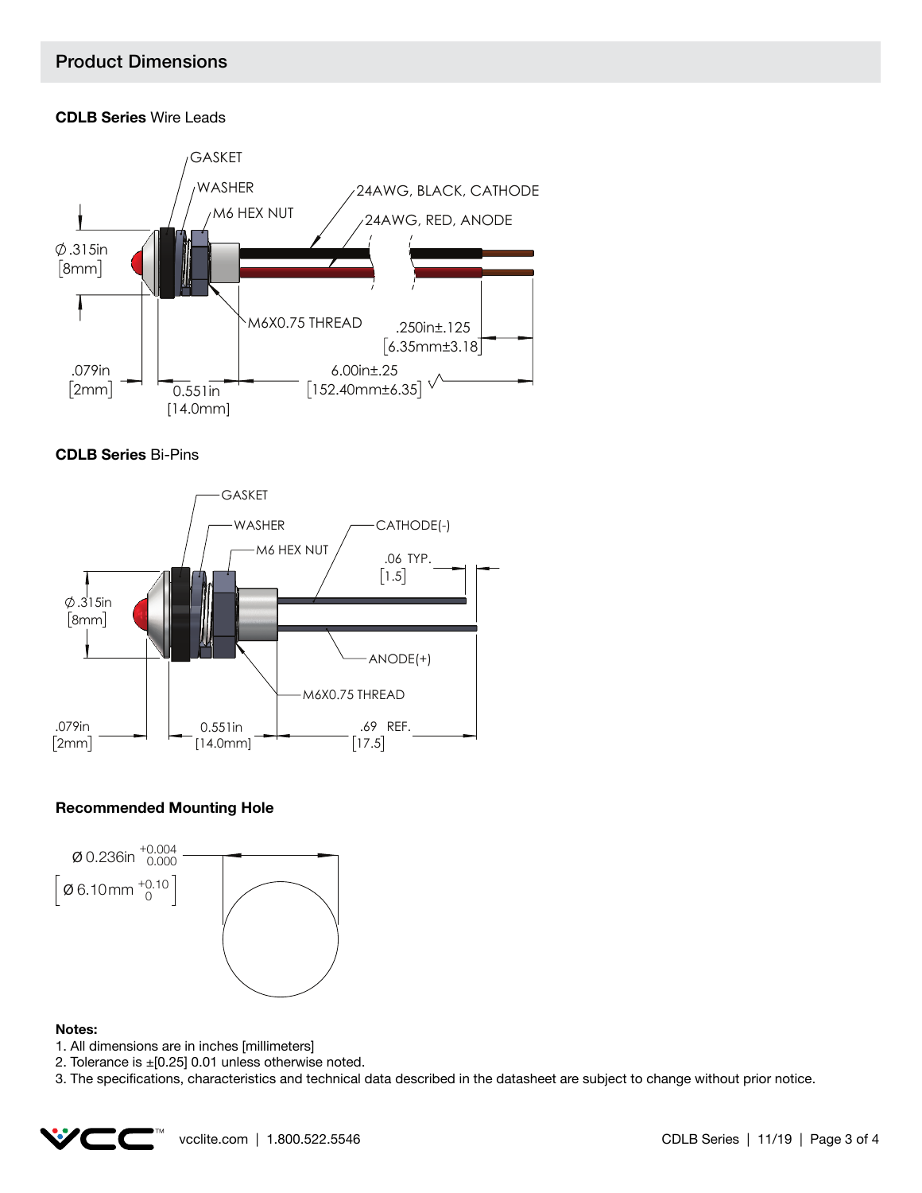## Product Dimensions

**CDLB Series** Wire Leads

GASKET

WASHER

M6 HEX NUT

24AWG, BLACK, CATHODE

24AWG, RED, ANODE

Ø.315in [8mm]

M6X0.75 THREAD

.250in±.125 [6.35mm±3.18]

.079in [2mm]

0.551in [14.0mm]

6.00in±.25 [152.40mm±6.35]

**CDLB Series** Bi-Pins

GASKET

WASHER

M6 HEX NUT

CATHODE(-)

.06 TYP. [1.5]

Ø.315in [8mm]

ANODE(+)

M6X0.75 THREAD

.079in [2mm]

0.551in [14.0mm]

.69 REF. [17.5]

**Recommended Mounting Hole**

Ø 0.236in $^{+0.004}_{\ 0.000}$

[Ø 6.10mm $^{+0.10}_{\ 0}$]

**Notes:**
1. All dimensions are in inches [millimeters]
2. Tolerance is ±[0.25] 0.01 unless otherwise noted.
3. The specifications, characteristics and technical data described in the datasheet are subject to change without prior notice.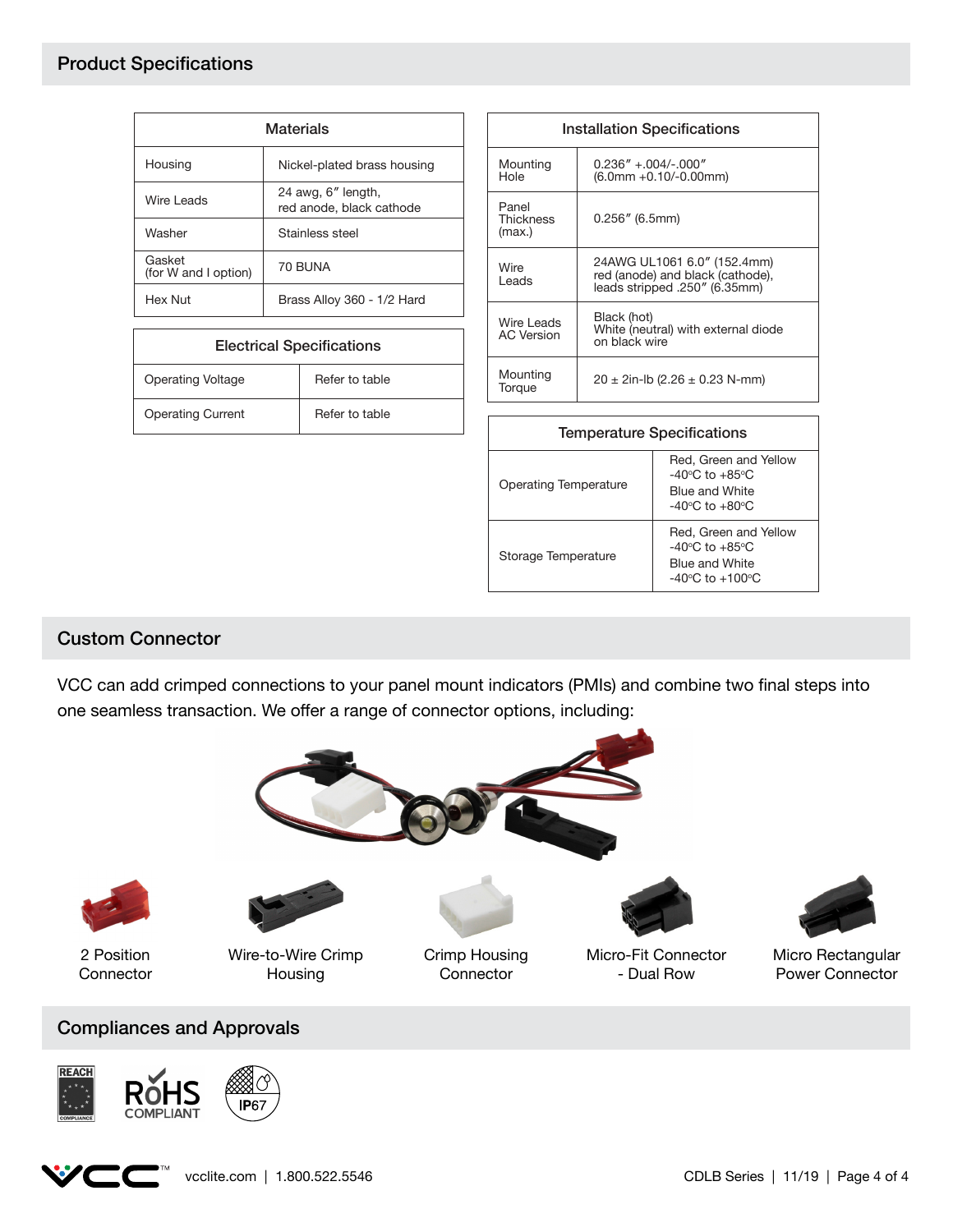## Product Specifications

| Materials | |
|---|---|
| Housing | Nickel-plated brass housing |
| Wire Leads | 24 awg, 6″ length, red anode, black cathode |
| Washer | Stainless steel |
| Gasket (for W and I option) | 70 BUNA |
| Hex Nut | Brass Alloy 360 - 1/2 Hard |

| Electrical Specifications | |
|---|---|
| Operating Voltage | Refer to table |
| Operating Current | Refer to table |

| Installation Specifications | |
|---|---|
| Mounting Hole | 0.236″ +.004/-.000″ (6.0mm +0.10/-0.00mm) |
| Panel Thickness (max.) | 0.256″ (6.5mm) |
| Wire Leads | 24AWG UL1061 6.0″ (152.4mm) red (anode) and black (cathode), leads stripped .250″ (6.35mm) |
| Wire Leads AC Version | Black (hot) White (neutral) with external diode on black wire |
| Mounting Torque | 20 ± 2in-lb (2.26 ± 0.23 N-mm) |

| Temperature Specifications | |
|---|---|
| Operating Temperature | Red, Green and Yellow -40°C to +85°C Blue and White -40°C to +80°C |
| Storage Temperature | Red, Green and Yellow -40°C to +85°C Blue and White -40°C to +100°C |

## Custom Connector

VCC can add crimped connections to your panel mount indicators (PMIs) and combine two final steps into one seamless transaction. We offer a range of connector options, including:

2 Position Connector

Wire-to-Wire Crimp Housing

Crimp Housing Connector

Micro-Fit Connector - Dual Row

Micro Rectangular Power Connector

## Compliances and Approvals

REACH COMPLIANCE

RoHS COMPLIANT

IP67